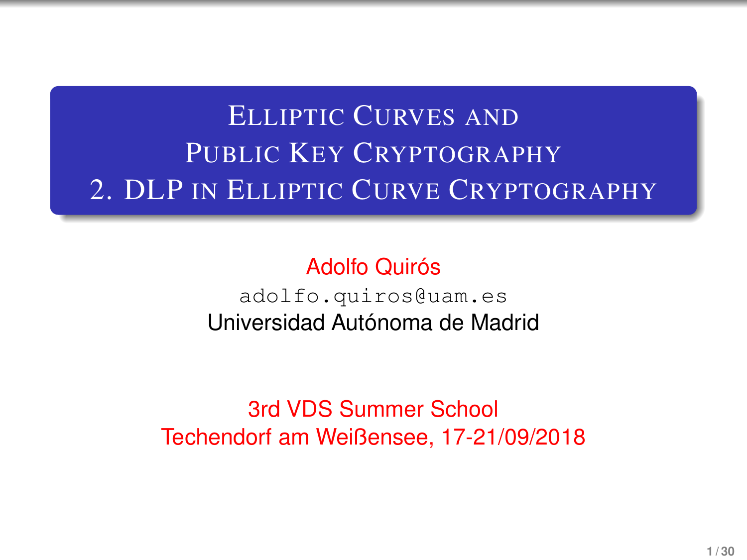# Elliptic Curves and Public Key Cryptography 2. DLP in Elliptic Curve Cryptography

Adolfo Quirós

adolfo.quiros@uam.es

Universidad Autónoma de Madrid

3rd VDS Summer School

Techendorf am Weißensee, 17-21/09/2018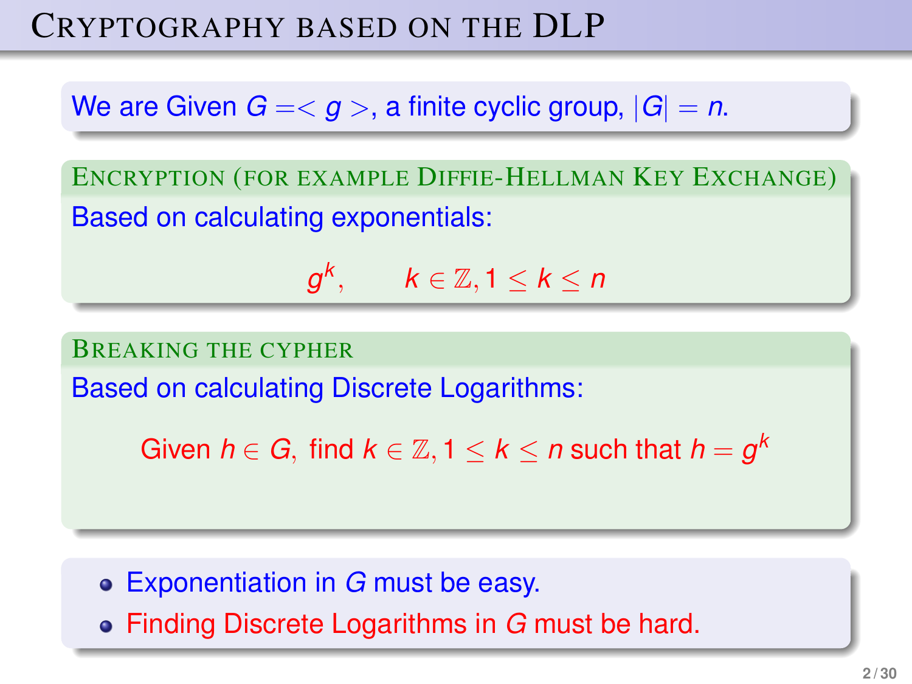# Cryptography based on the DLP

We are Given $G = \langle g \rangle$, a finite cyclic group, $|G| = n$.

### Encryption (for example Diffie-Hellman Key Exchange)

Based on calculating exponentials:

$$g^k, \qquad k \in \mathbb{Z}, 1 \leq k \leq n$$

### Breaking the cypher

Based on calculating Discrete Logarithms:

Given $h \in G$, find $k \in \mathbb{Z}, 1 \leq k \leq n$ such that $h = g^k$

- Exponentiation in $G$ must be easy.
- Finding Discrete Logarithms in $G$ must be hard.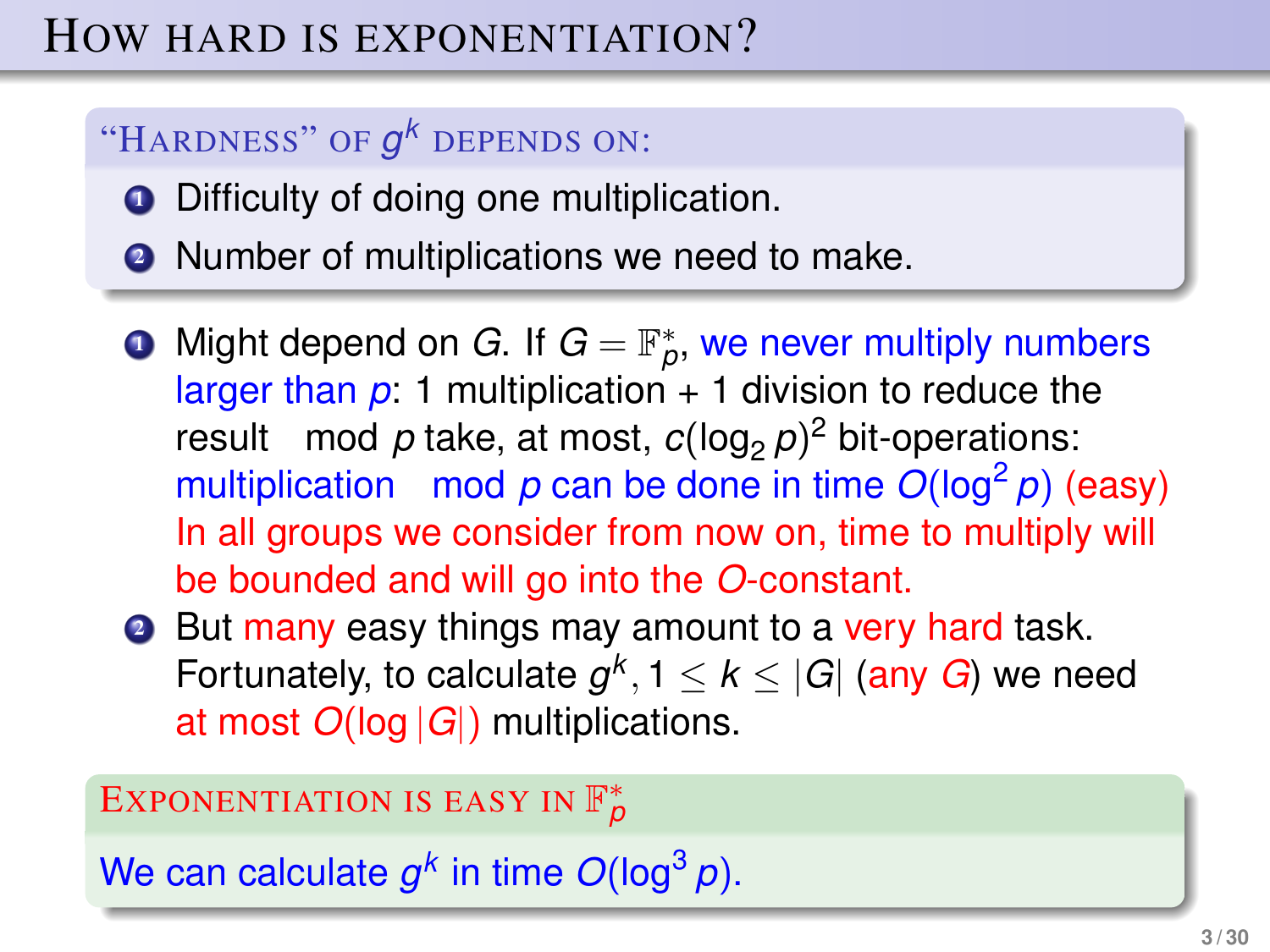# How hard is exponentiation?

### "Hardness" of $g^k$ depends on:

1. Difficulty of doing one multiplication.
2. Number of multiplications we need to make.

---

1. Might depend on $G$. If $G = \mathbb{F}_p^*$, we never multiply numbers larger than $p$: 1 multiplication + 1 division to reduce the result $\mod p$ take, at most, $c(\log_2 p)^2$ bit-operations: multiplication $\mod p$ can be done in time $O(\log^2 p)$ (easy) In all groups we consider from now on, time to multiply will be bounded and will go into the $O$-constant.
2. But many easy things may amount to a very hard task. Fortunately, to calculate $g^k, 1 \leq k \leq |G|$ (any $G$) we need at most $O(\log |G|)$ multiplications.

### Exponentiation is easy in $\mathbb{F}_p^*$

We can calculate $g^k$ in time $O(\log^3 p)$.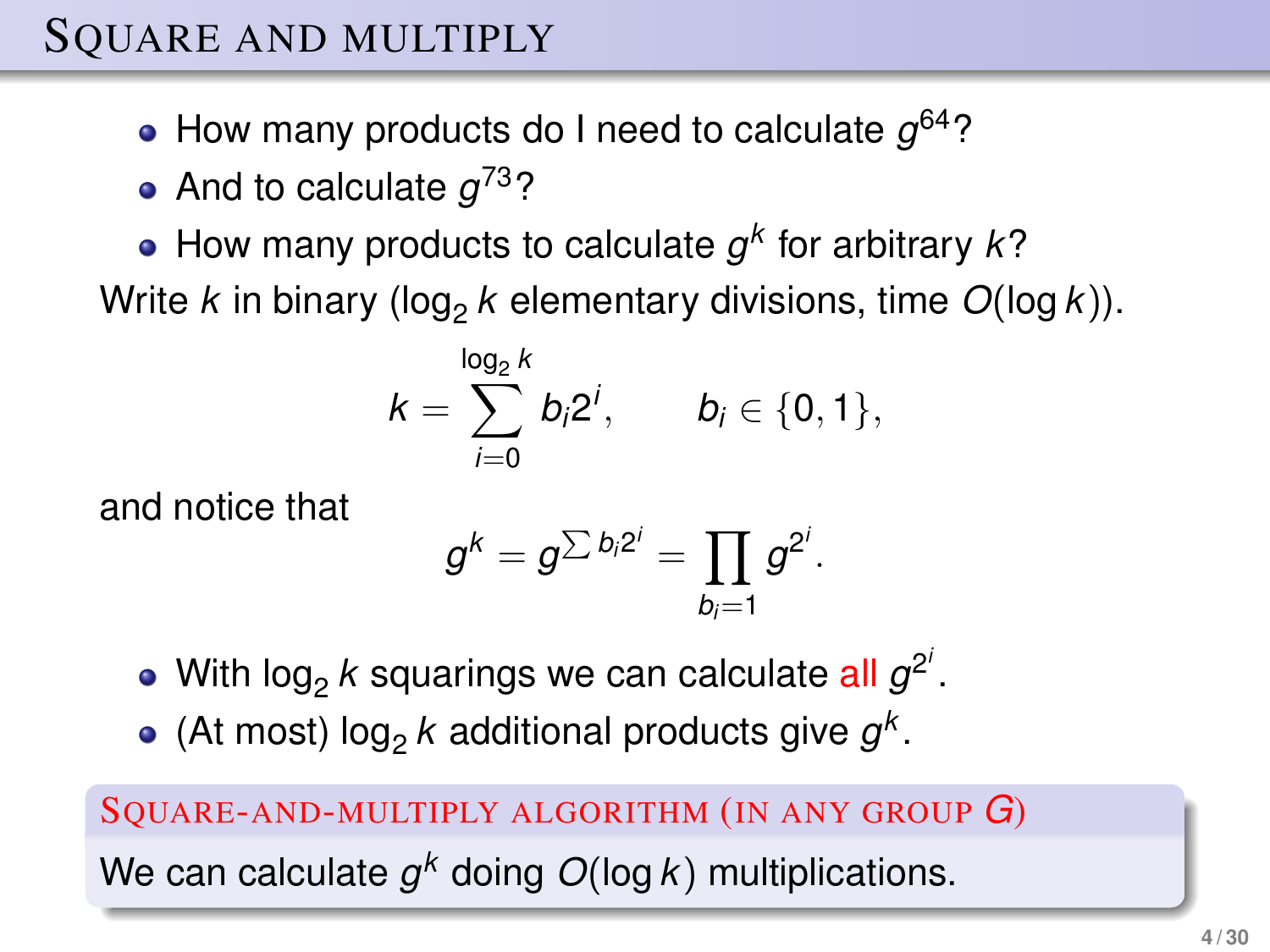# Square and multiply

- How many products do I need to calculate $g^{64}$?
- And to calculate $g^{73}$?
- How many products to calculate $g^k$ for arbitrary $k$?

Write $k$ in binary ($\log_2 k$ elementary divisions, time $O(\log k)$).

$$k = \sum_{i=0}^{\log_2 k} b_i 2^i, \qquad b_i \in \{0, 1\},$$

and notice that

$$g^k = g^{\sum b_i 2^i} = \prod_{b_i = 1} g^{2^i}.$$

- With $\log_2 k$ squarings we can calculate all $g^{2^i}$.
- (At most) $\log_2 k$ additional products give $g^k$.

**Square-and-multiply algorithm (in any group $G$)**

We can calculate $g^k$ doing $O(\log k)$ multiplications.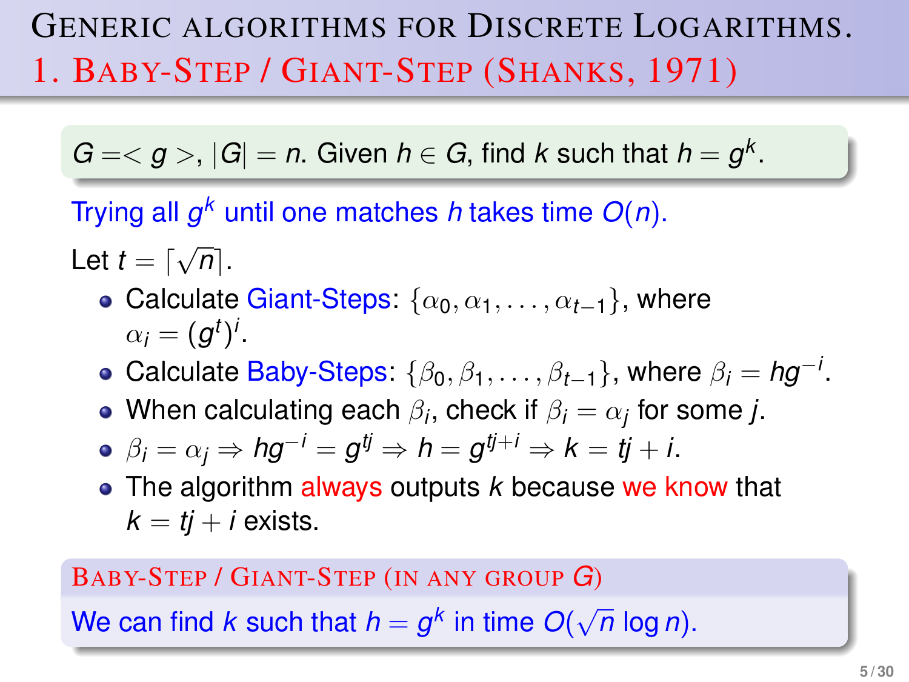# Generic algorithms for Discrete Logarithms.

## 1. Baby-Step / Giant-Step (Shanks, 1971)

$G = < g >$, $|G| = n$. Given $h \in G$, find $k$ such that $h = g^k$.

Trying all $g^k$ until one matches $h$ takes time $O(n)$.

Let $t = \lceil \sqrt{n} \rceil$.

- Calculate Giant-Steps: $\{\alpha_0, \alpha_1, \ldots, \alpha_{t-1}\}$, where $\alpha_i = (g^t)^i$.
- Calculate Baby-Steps: $\{\beta_0, \beta_1, \ldots, \beta_{t-1}\}$, where $\beta_i = hg^{-i}$.
- When calculating each $\beta_i$, check if $\beta_i = \alpha_j$ for some $j$.
- $\beta_i = \alpha_j \Rightarrow hg^{-i} = g^{tj} \Rightarrow h = g^{tj+i} \Rightarrow k = tj + i$.
- The algorithm always outputs $k$ because we know that $k = tj + i$ exists.

**Baby-Step / Giant-Step (in any group $G$)**

We can find $k$ such that $h = g^k$ in time $O(\sqrt{n} \log n)$.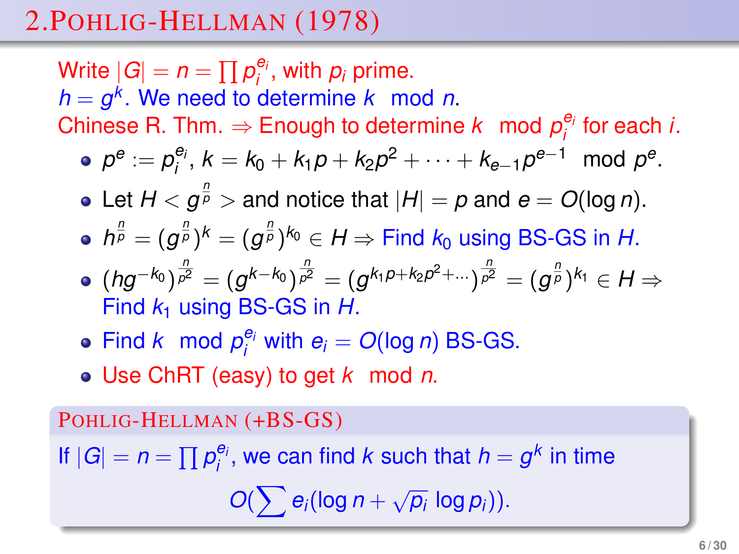## 2. Pohlig-Hellman (1978)

Write $|G| = n = \prod p_i^{e_i}$, with $p_i$ prime.
$h = g^k$. We need to determine $k \mod n$.
Chinese R. Thm. $\Rightarrow$ Enough to determine $k \mod p_i^{e_i}$ for each $i$.

- $p^e := p_i^{e_i}$, $k = k_0 + k_1 p + k_2 p^2 + \cdots + k_{e-1} p^{e-1} \mod p^e$.
- Let $H < g^{\frac{n}{p}} >$ and notice that $|H| = p$ and $e = O(\log n)$.
- $h^{\frac{n}{p}} = (g^{\frac{n}{p}})^k = (g^{\frac{n}{p}})^{k_0} \in H \Rightarrow$ Find $k_0$ using BS-GS in $H$.
- $(hg^{-k_0})^{\frac{n}{p^2}} = (g^{k-k_0})^{\frac{n}{p^2}} = (g^{k_1 p + k_2 p^2 + \dots})^{\frac{n}{p^2}} = (g^{\frac{n}{p}})^{k_1} \in H \Rightarrow$ Find $k_1$ using BS-GS in $H$.
- Find $k \mod p_i^{e_i}$ with $e_i = O(\log n)$ BS-GS.
- Use ChRT (easy) to get $k \mod n$.

**Pohlig-Hellman (+BS-GS)**

If $|G| = n = \prod p_i^{e_i}$, we can find $k$ such that $h = g^k$ in time

$$O\left(\sum e_i(\log n + \sqrt{p_i} \log p_i)\right).$$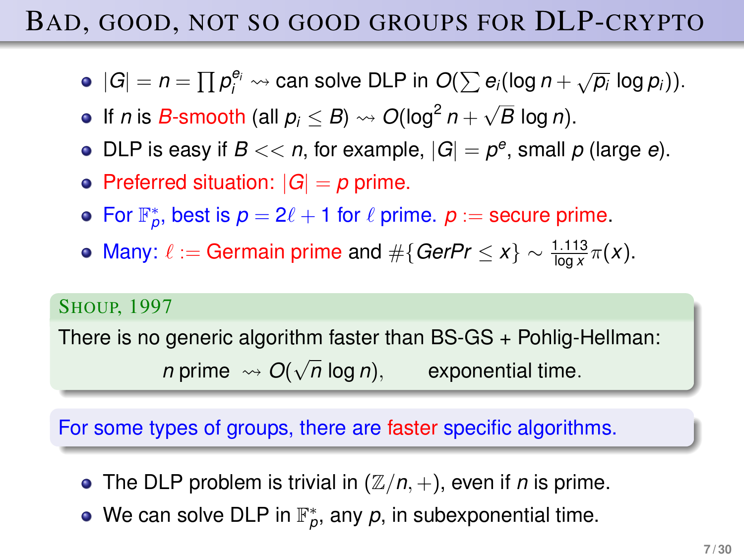# Bad, good, not so good groups for DLP-crypto

- $|G| = n = \prod p_i^{e_i} \rightsquigarrow$ can solve DLP in $O(\sum e_i(\log n + \sqrt{p_i} \log p_i))$.
- If $n$ is $B$-smooth (all $p_i \leq B$) $\rightsquigarrow O(\log^2 n + \sqrt{B} \log n)$.
- DLP is easy if $B << n$, for example, $|G| = p^e$, small $p$ (large $e$).
- Preferred situation: $|G| = p$ prime.
- For $\mathbb{F}_p^*$, best is $p = 2\ell + 1$ for $\ell$ prime. $p :=$ secure prime.
- Many: $\ell :=$ Germain prime and $\#\{GerPr \leq x\} \sim \frac{1.113}{\log x}\pi(x)$.

**Shoup, 1997**

There is no generic algorithm faster than BS-GS + Pohlig-Hellman:

$n$ prime $\rightsquigarrow O(\sqrt{n} \log n)$, exponential time.

For some types of groups, there are faster specific algorithms.

- The DLP problem is trivial in $(\mathbb{Z}/n, +)$, even if $n$ is prime.
- We can solve DLP in $\mathbb{F}_p^*$, any $p$, in subexponential time.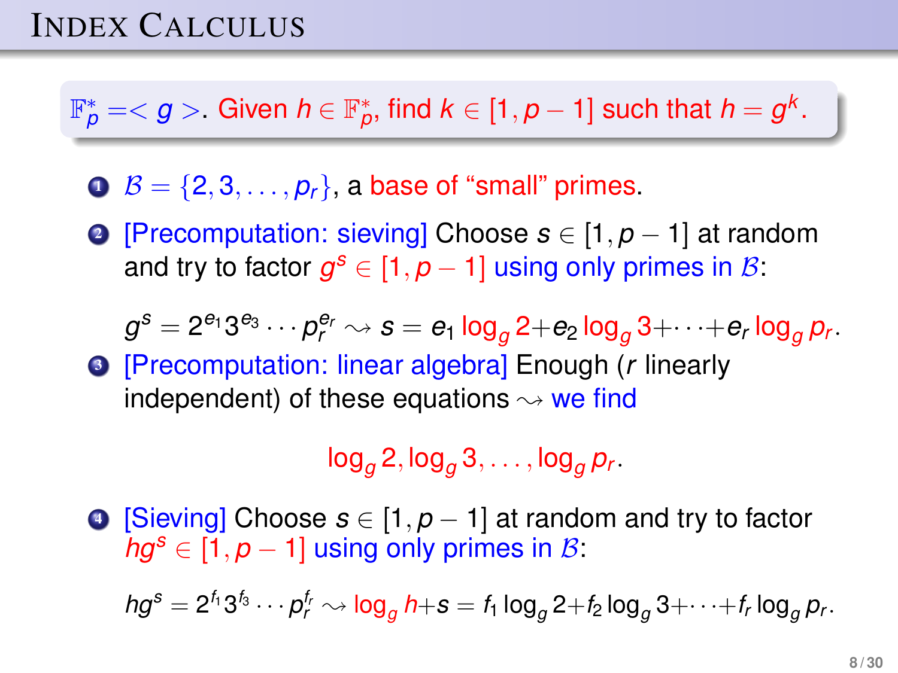# Index Calculus

$\mathbb{F}_p^* =< g >$. Given $h \in \mathbb{F}_p^*$, find $k \in [1, p-1]$ such that $h = g^k$.

1. $\mathcal{B} = \{2, 3, \ldots, p_r\}$, a base of "small" primes.
2. [Precomputation: sieving] Choose $s \in [1, p-1]$ at random and try to factor $g^s \in [1, p-1]$ using only primes in $\mathcal{B}$:

   $$g^s = 2^{e_1} 3^{e_3} \cdots p_r^{e_r} \rightsquigarrow s = e_1 \log_g 2 + e_2 \log_g 3 + \cdots + e_r \log_g p_r.$$

3. [Precomputation: linear algebra] Enough ($r$ linearly independent) of these equations $\rightsquigarrow$ we find

   $$\log_g 2, \log_g 3, \ldots, \log_g p_r.$$

4. [Sieving] Choose $s \in [1, p-1]$ at random and try to factor $hg^s \in [1, p-1]$ using only primes in $\mathcal{B}$:

   $$hg^s = 2^{f_1} 3^{f_3} \cdots p_r^{f_r} \rightsquigarrow \log_g h + s = f_1 \log_g 2 + f_2 \log_g 3 + \cdots + f_r \log_g p_r.$$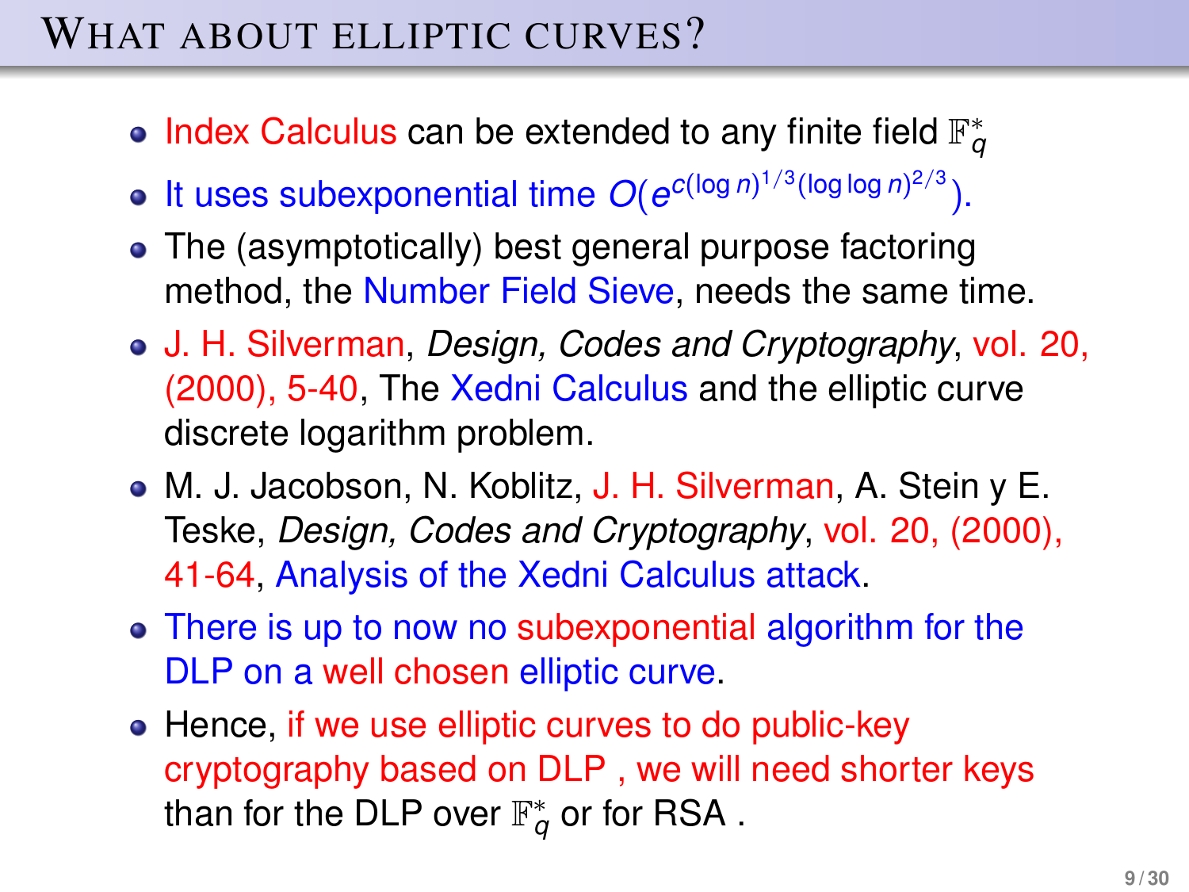# What about elliptic curves?

- Index Calculus can be extended to any finite field $\mathbb{F}_q^*$
- It uses subexponential time $O(e^{c(\log n)^{1/3}(\log \log n)^{2/3}})$.
- The (asymptotically) best general purpose factoring method, the Number Field Sieve, needs the same time.
- J. H. Silverman, *Design, Codes and Cryptography*, vol. 20, (2000), 5-40, The Xedni Calculus and the elliptic curve discrete logarithm problem.
- M. J. Jacobson, N. Koblitz, J. H. Silverman, A. Stein y E. Teske, *Design, Codes and Cryptography*, vol. 20, (2000), 41-64, Analysis of the Xedni Calculus attack.
- There is up to now no subexponential algorithm for the DLP on a well chosen elliptic curve.
- Hence, if we use elliptic curves to do public-key cryptography based on DLP , we will need shorter keys than for the DLP over $\mathbb{F}_q^*$ or for RSA .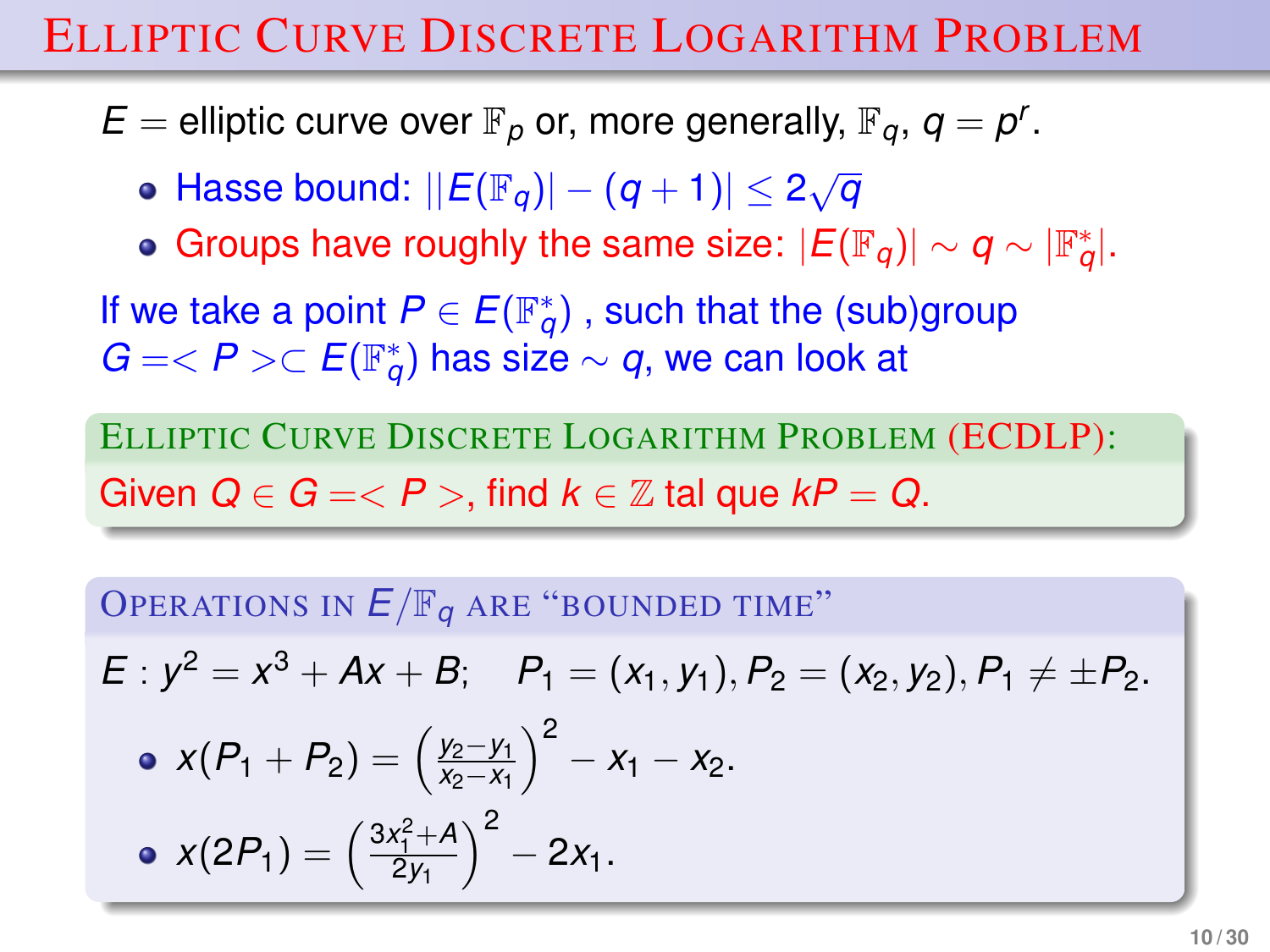# Elliptic Curve Discrete Logarithm Problem

$E$ = elliptic curve over $\mathbb{F}_p$ or, more generally, $\mathbb{F}_q$, $q = p^r$.

- Hasse bound: $||E(\mathbb{F}_q)| - (q+1)| \leq 2\sqrt{q}$
- Groups have roughly the same size: $|E(\mathbb{F}_q)| \sim q \sim |\mathbb{F}_q^*|$.

If we take a point $P \in E(\mathbb{F}_q^*)$ , such that the (sub)group $G =< P > \subset E(\mathbb{F}_q^*)$ has size $\sim q$, we can look at

**Elliptic Curve Discrete Logarithm Problem (ECDLP):**

Given $Q \in G =< P >$, find $k \in \mathbb{Z}$ tal que $kP = Q$.

**Operations in $E/\mathbb{F}_q$ are "bounded time"**

$E : y^2 = x^3 + Ax + B; \quad P_1 = (x_1, y_1), P_2 = (x_2, y_2), P_1 \neq \pm P_2.$

- $x(P_1 + P_2) = \left(\frac{y_2 - y_1}{x_2 - x_1}\right)^2 - x_1 - x_2.$
- $x(2P_1) = \left(\frac{3x_1^2 + A}{2y_1}\right)^2 - 2x_1.$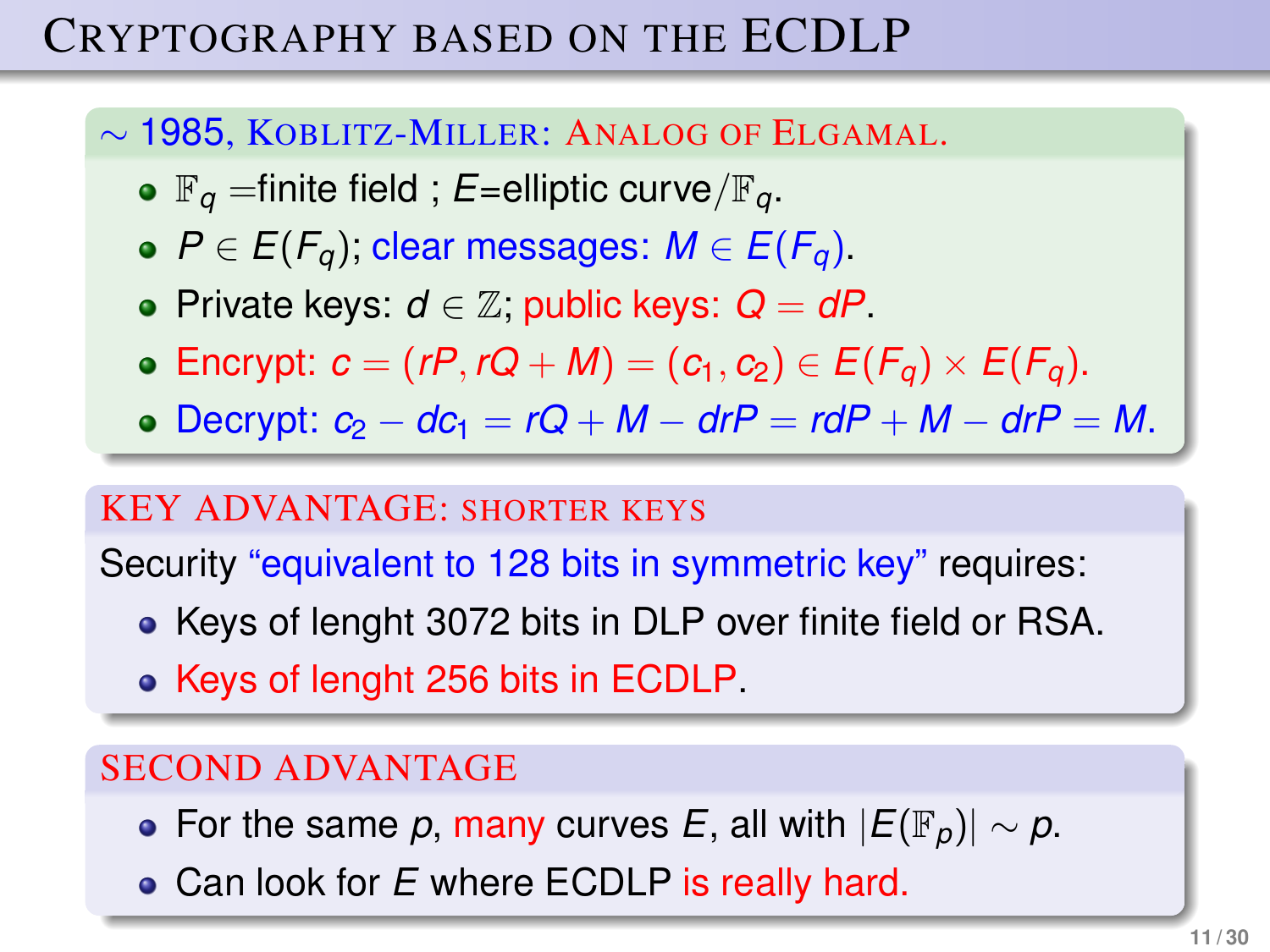# Cryptography based on the ECDLP

### ∼ 1985, Koblitz-Miller: Analog of Elgamal.

- $\mathbb{F}_q$ =finite field ; $E$=elliptic curve$/\mathbb{F}_q$.
- $P \in E(F_q)$; clear messages: $M \in E(F_q)$.
- Private keys: $d \in \mathbb{Z}$; public keys: $Q = dP$.
- Encrypt: $c = (rP, rQ + M) = (c_1, c_2) \in E(F_q) \times E(F_q)$.
- Decrypt: $c_2 - dc_1 = rQ + M - drP = rdP + M - drP = M$.

### Key advantage: shorter keys

Security "equivalent to 128 bits in symmetric key" requires:

- Keys of lenght 3072 bits in DLP over finite field or RSA.
- Keys of lenght 256 bits in ECDLP.

### Second advantage

- For the same $p$, many curves $E$, all with $|E(\mathbb{F}_p)| \sim p$.
- Can look for $E$ where ECDLP is really hard.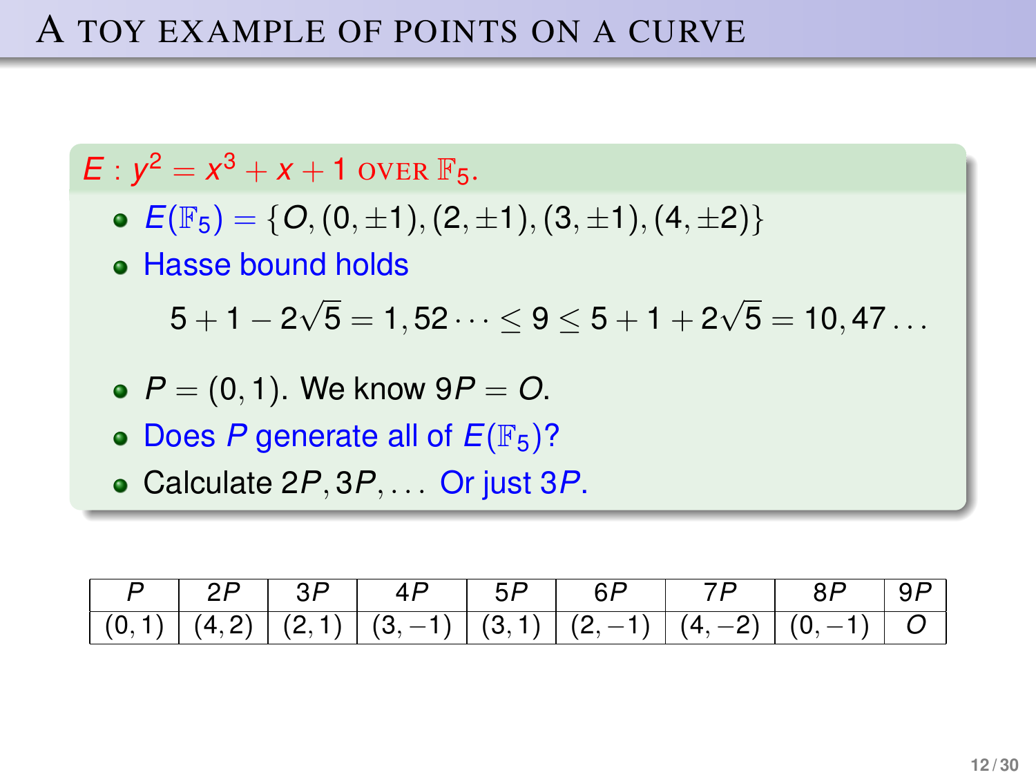# A toy example of points on a curve

$E : y^2 = x^3 + x + 1$ over $\mathbb{F}_5$.

- $E(\mathbb{F}_5) = \{O, (0, \pm 1), (2, \pm 1), (3, \pm 1), (4, \pm 2)\}$
- Hasse bound holds

$$5 + 1 - 2\sqrt{5} = 1,52 \cdots \leq 9 \leq 5 + 1 + 2\sqrt{5} = 10,47 \ldots$$

- $P = (0, 1)$. We know $9P = O$.
- Does $P$ generate all of $E(\mathbb{F}_5)$?
- Calculate $2P, 3P, \ldots$ Or just $3P$.

| $P$ | $2P$ | $3P$ | $4P$ | $5P$ | $6P$ | $7P$ | $8P$ | $9P$ |
|---|---|---|---|---|---|---|---|---|
| $(0, 1)$ | $(4, 2)$ | $(2, 1)$ | $(3, -1)$ | $(3, 1)$ | $(2, -1)$ | $(4, -2)$ | $(0, -1)$ | $O$ |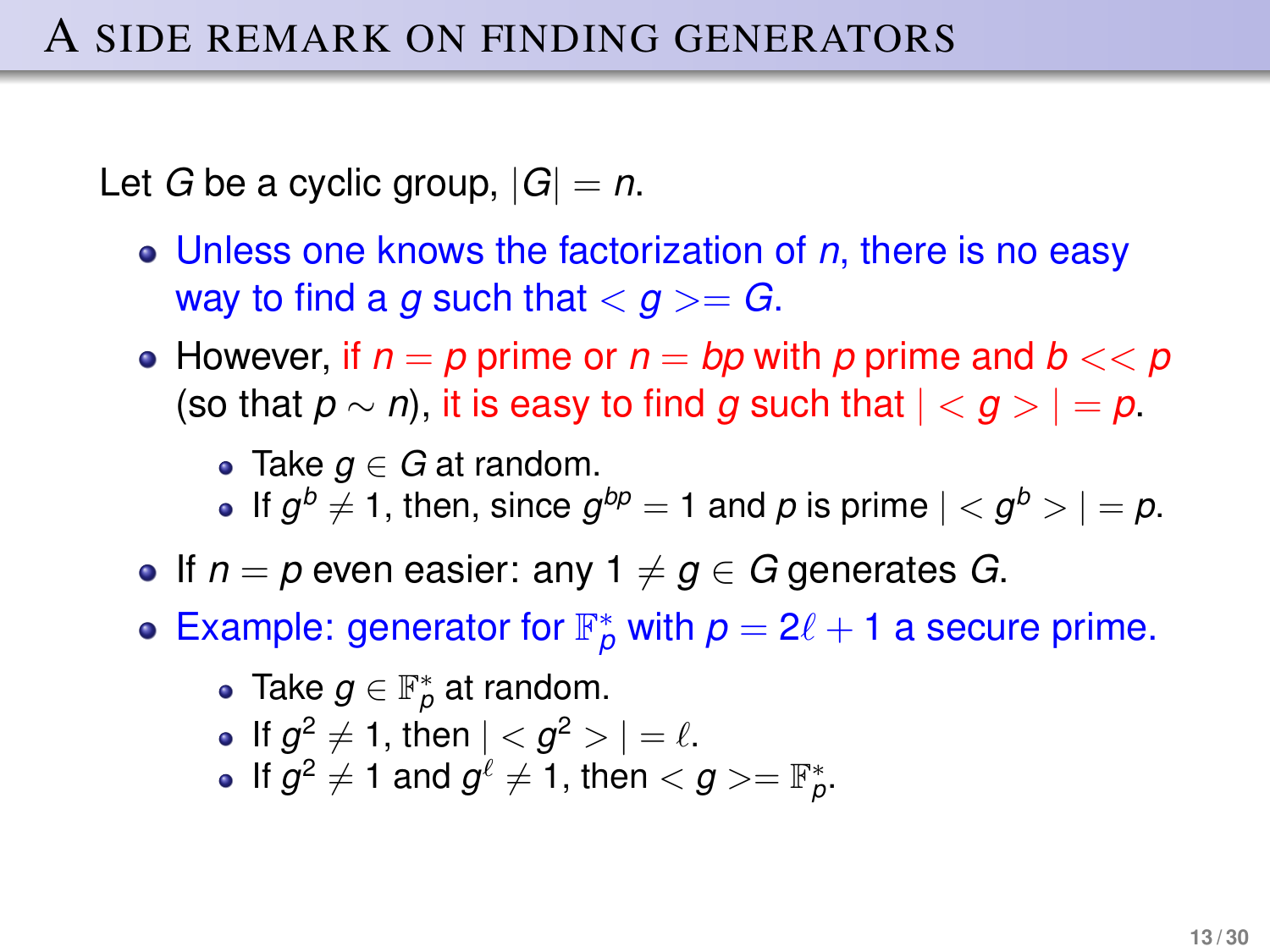# A side remark on finding generators

Let $G$ be a cyclic group, $|G| = n$.

- Unless one knows the factorization of $n$, there is no easy way to find a $g$ such that $< g >= G$.
- However, if $n = p$ prime or $n = bp$ with $p$ prime and $b << p$ (so that $p \sim n$), it is easy to find $g$ such that $| < g > | = p$.
  - Take $g \in G$ at random.
  - If $g^b \neq 1$, then, since $g^{bp} = 1$ and $p$ is prime $| < g^b > | = p$.
- If $n = p$ even easier: any $1 \neq g \in G$ generates $G$.
- Example: generator for $\mathbb{F}_p^*$ with $p = 2\ell + 1$ a secure prime.
  - Take $g \in \mathbb{F}_p^*$ at random.
  - If $g^2 \neq 1$, then $| < g^2 > | = \ell$.
  - If $g^2 \neq 1$ and $g^\ell \neq 1$, then $< g >= \mathbb{F}_p^*$.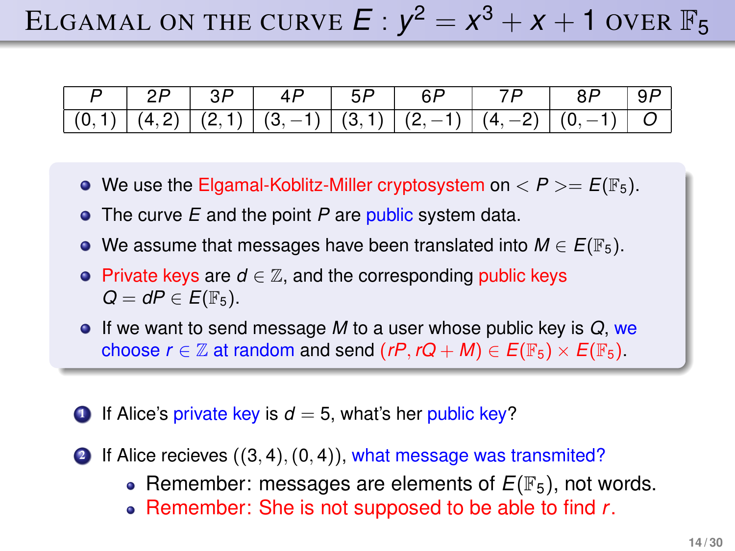# ELGAMAL ON THE CURVE $E : y^2 = x^3 + x + 1$ OVER $\mathbb{F}_5$

| $P$ | $2P$ | $3P$ | $4P$ | $5P$ | $6P$ | $7P$ | $8P$ | $9P$ |
|---|---|---|---|---|---|---|---|---|
| $(0,1)$ | $(4,2)$ | $(2,1)$ | $(3,-1)$ | $(3,1)$ | $(2,-1)$ | $(4,-2)$ | $(0,-1)$ | $O$ |

- We use the Elgamal-Koblitz-Miller cryptosystem on $< P >= E(\mathbb{F}_5)$.
- The curve $E$ and the point $P$ are public system data.
- We assume that messages have been translated into $M \in E(\mathbb{F}_5)$.
- Private keys are $d \in \mathbb{Z}$, and the corresponding public keys $Q = dP \in E(\mathbb{F}_5)$.
- If we want to send message $M$ to a user whose public key is $Q$, we choose $r \in \mathbb{Z}$ at random and send $(rP, rQ + M) \in E(\mathbb{F}_5) \times E(\mathbb{F}_5)$.

1. If Alice's private key is $d = 5$, what's her public key?
2. If Alice recieves $((3,4),(0,4))$, what message was transmited?
   - Remember: messages are elements of $E(\mathbb{F}_5)$, not words.
   - Remember: She is not supposed to be able to find $r$.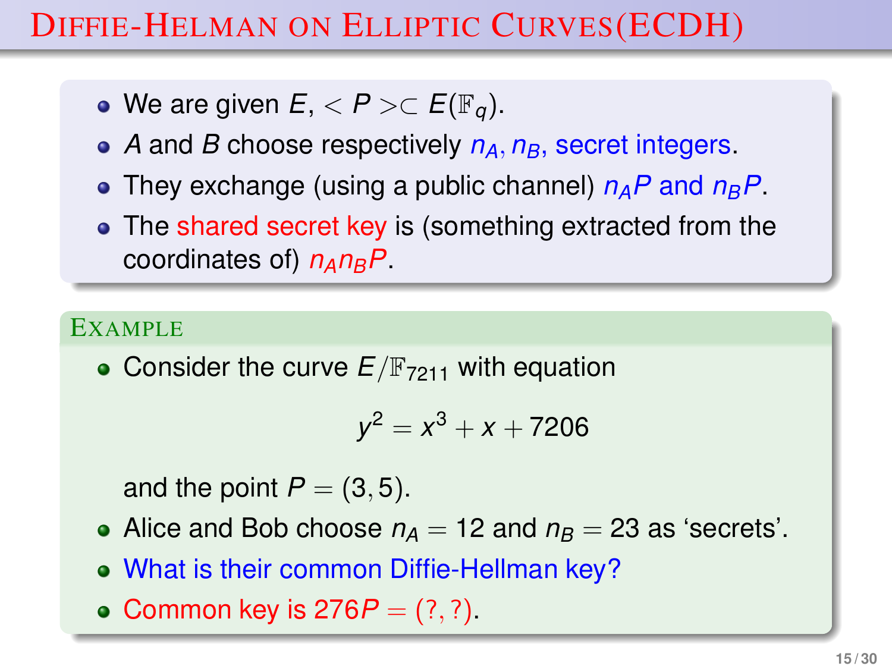# Diffie-Helman on Elliptic Curves(ECDH)

- We are given $E$, $< P > \subset E(\mathbb{F}_q)$.
- $A$ and $B$ choose respectively $n_A, n_B$, secret integers.
- They exchange (using a public channel) $n_A P$ and $n_B P$.
- The shared secret key is (something extracted from the coordinates of) $n_A n_B P$.

**Example**

- Consider the curve $E/\mathbb{F}_{7211}$ with equation

$$y^2 = x^3 + x + 7206$$

  and the point $P = (3, 5)$.
- Alice and Bob choose $n_A = 12$ and $n_B = 23$ as 'secrets'.
- What is their common Diffie-Hellman key?
- Common key is $276P = (?, ?)$.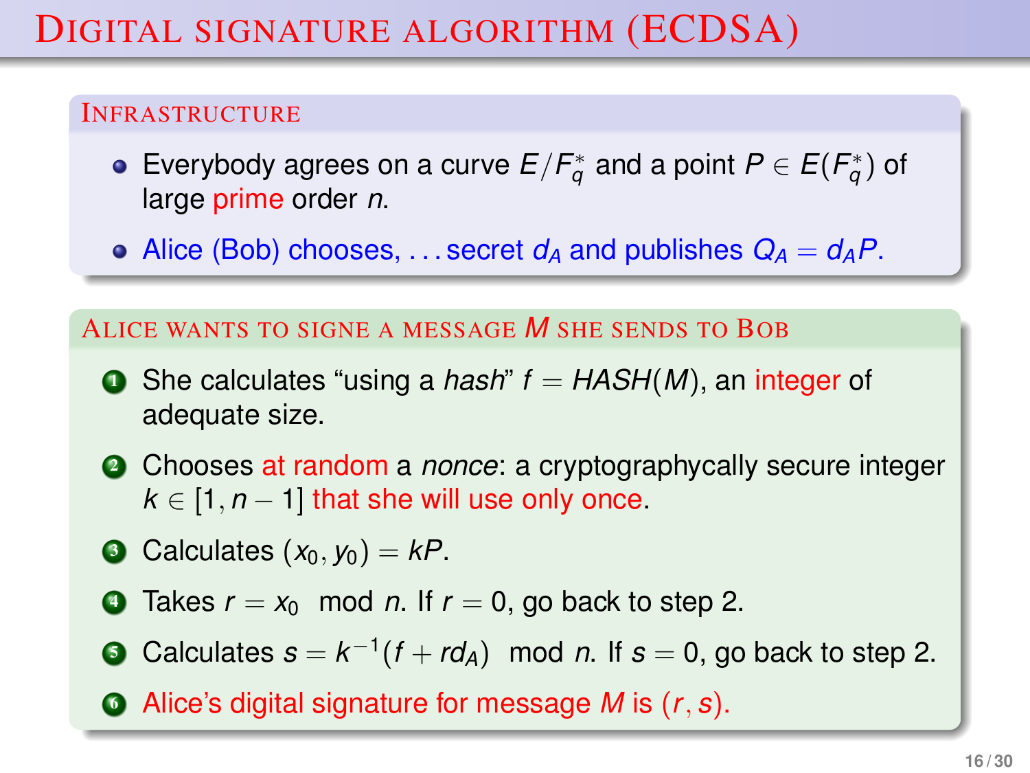# Digital signature algorithm (ECDSA)

## Infrastructure

- Everybody agrees on a curve $E/F_q^*$ and a point $P \in E(F_q^*)$ of large prime order $n$.
- Alice (Bob) chooses, ...secret $d_A$ and publishes $Q_A = d_A P$.

## Alice wants to signe a message $M$ she sends to Bob

1. She calculates “using a *hash*” $f = HASH(M)$, an integer of adequate size.
2. Chooses at random a *nonce*: a cryptographycally secure integer $k \in [1, n-1]$ that she will use only once.
3. Calculates $(x_0, y_0) = kP$.
4. Takes $r = x_0 \mod n$. If $r = 0$, go back to step 2.
5. Calculates $s = k^{-1}(f + rd_A) \mod n$. If $s = 0$, go back to step 2.
6. Alice's digital signature for message $M$ is $(r, s)$.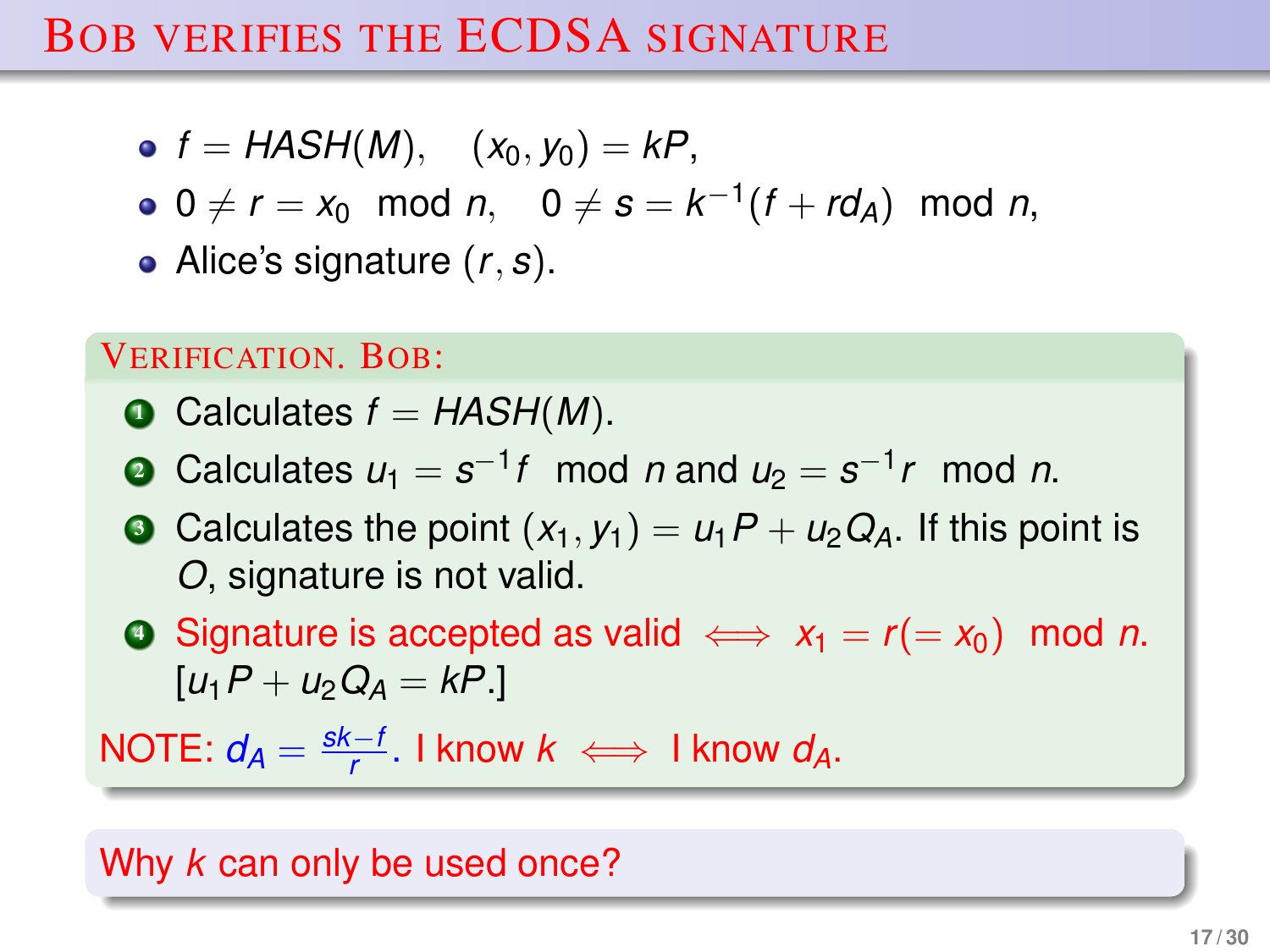# Bob verifies the ECDSA signature

- $f = HASH(M), \quad (x_0, y_0) = kP,$
- $0 \neq r = x_0 \mod n, \quad 0 \neq s = k^{-1}(f + rd_A) \mod n,$
- Alice's signature $(r, s)$.

**Verification. Bob:**

1. Calculates $f = HASH(M)$.
2. Calculates $u_1 = s^{-1}f \mod n$ and $u_2 = s^{-1}r \mod n$.
3. Calculates the point $(x_1, y_1) = u_1P + u_2Q_A$. If this point is $O$, signature is not valid.
4. Signature is accepted as valid $\iff x_1 = r (= x_0) \mod n$. $[u_1P + u_2Q_A = kP.]$

NOTE: $d_A = \frac{sk-f}{r}$. I know $k \iff$ I know $d_A$.

Why $k$ can only be used once?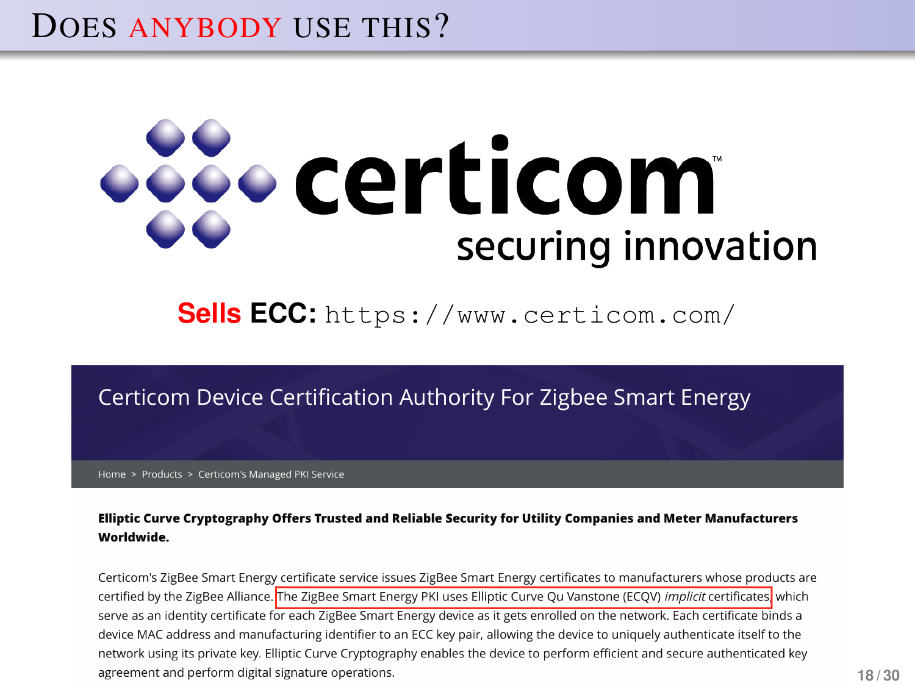# Does anybody use this?

certicom
securing innovation

**Sells ECC:** `https://www.certicom.com/`

## Certicom Device Certification Authority For Zigbee Smart Energy

Home > Products > Certicom's Managed PKI Service

**Elliptic Curve Cryptography Offers Trusted and Reliable Security for Utility Companies and Meter Manufacturers Worldwide.**

Certicom's ZigBee Smart Energy certificate service issues ZigBee Smart Energy certificates to manufacturers whose products are certified by the ZigBee Alliance. The ZigBee Smart Energy PKI uses Elliptic Curve Qu Vanstone (ECQV) *implicit* certificates, which serve as an identity certificate for each ZigBee Smart Energy device as it gets enrolled on the network. Each certificate binds a device MAC address and manufacturing identifier to an ECC key pair, allowing the device to uniquely authenticate itself to the network using its private key. Elliptic Curve Cryptography enables the device to perform efficient and secure authenticated key agreement and perform digital signature operations.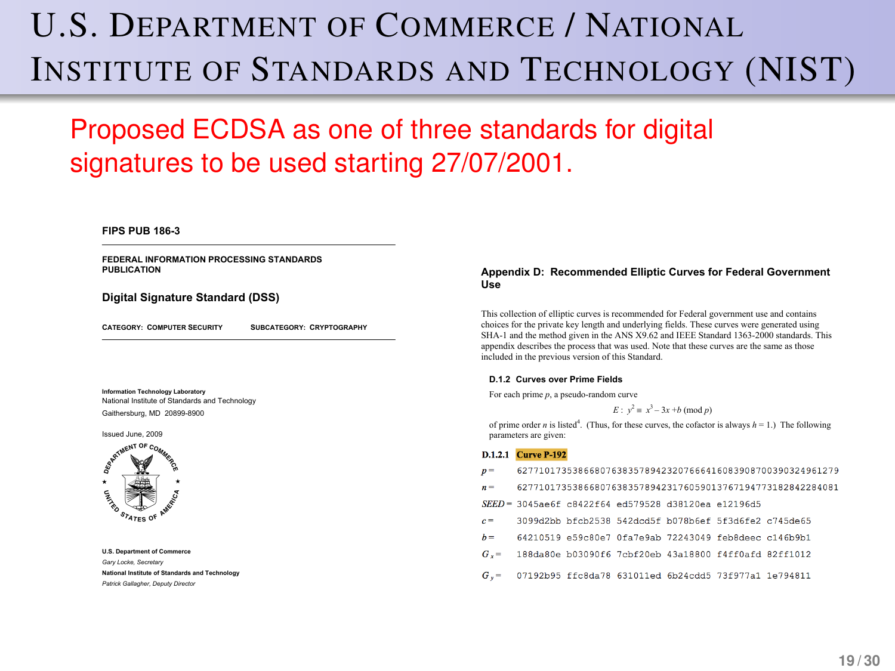# U.S. Department of Commerce / National Institute of Standards and Technology (NIST)

Proposed ECDSA as one of three standards for digital signatures to be used starting 27/07/2001.

**FIPS PUB 186-3**

**FEDERAL INFORMATION PROCESSING STANDARDS PUBLICATION**

**Digital Signature Standard (DSS)**

**CATEGORY: COMPUTER SECURITY** **SUBCATEGORY: CRYPTOGRAPHY**

**Information Technology Laboratory**
National Institute of Standards and Technology
Gaithersburg, MD 20899-8900

Issued June, 2009

**U.S. Department of Commerce**
*Gary Locke, Secretary*
**National Institute of Standards and Technology**
*Patrick Gallagher, Deputy Director*

**Appendix D: Recommended Elliptic Curves for Federal Government Use**

This collection of elliptic curves is recommended for Federal government use and contains choices for the private key length and underlying fields. These curves were generated using SHA-1 and the method given in the ANS X9.62 and IEEE Standard 1363-2000 standards. This appendix describes the process that was used. Note that these curves are the same as those included in the previous version of this Standard.

**D.1.2 Curves over Prime Fields**

For each prime $p$, a pseudo-random curve

$$E: y^2 \equiv x^3 - 3x + b \pmod{p}$$

of prime order $n$ is listed[4]. (Thus, for these curves, the cofactor is always $h = 1$.) The following parameters are given:

**D.1.2.1 Curve P-192**

$p$ = 6277101735386680763835789423207666416083908700390324961279

$n$ = 6277101735386680763835789423176059013767194773182842284081

$SEED$ = 3045ae6f c8422f64 ed579528 d38120ea e12196d5

$c$ = 3099d2bb bfcb2538 542dcd5f b078b6ef 5f3d6fe2 c745de65

$b$ = 64210519 e59c80e7 0fa7e9ab 72243049 feb8deec c146b9b1

$G_x$ = 188da80e b03090f6 7cbf20eb 43a18800 f4ff0afd 82ff1012

$G_y$ = 07192b95 ffc8da78 631011ed 6b24cdd5 73f977a1 1e794811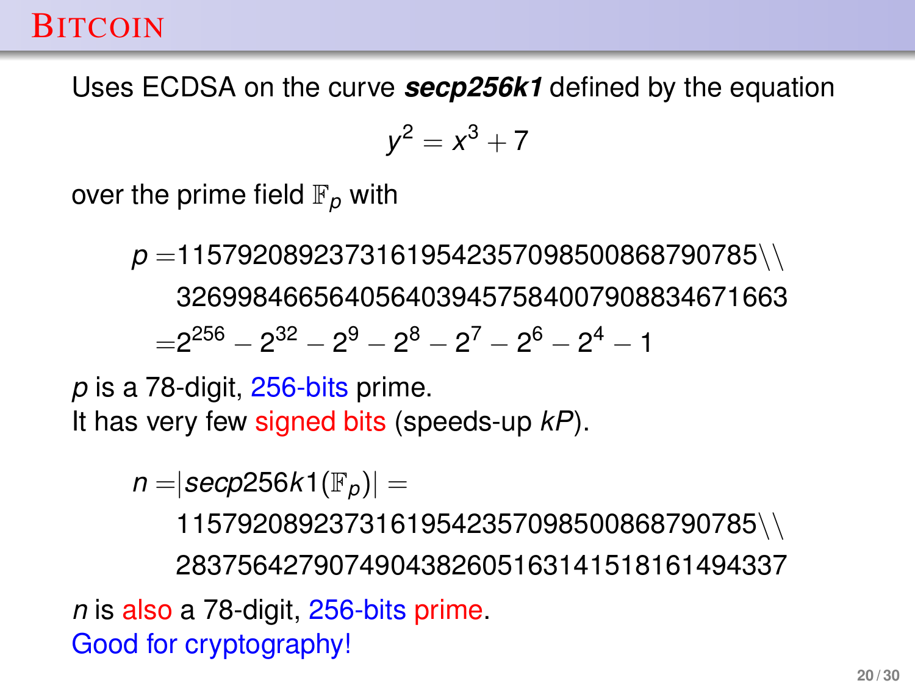# Bitcoin

Uses ECDSA on the curve ***secp256k1*** defined by the equation

$$y^2 = x^3 + 7$$

over the prime field $\mathbb{F}_p$ with

$$
\begin{aligned}
p =& 115792089237316195423570985008687907853269984665640564039457584007908834671663 \\
=& 2^{256} - 2^{32} - 2^9 - 2^8 - 2^7 - 2^6 - 2^4 - 1
\end{aligned}
$$

$p$ is a 78-digit, 256-bits prime.
It has very few signed bits (speeds-up $kP$).

$$
\begin{aligned}
n =& |secp256k1(\mathbb{F}_p)| = \\
& 115792089237316195423570985008687907852837564279074904382605163141518161494337
\end{aligned}
$$

$n$ is also a 78-digit, 256-bits prime.
Good for cryptography!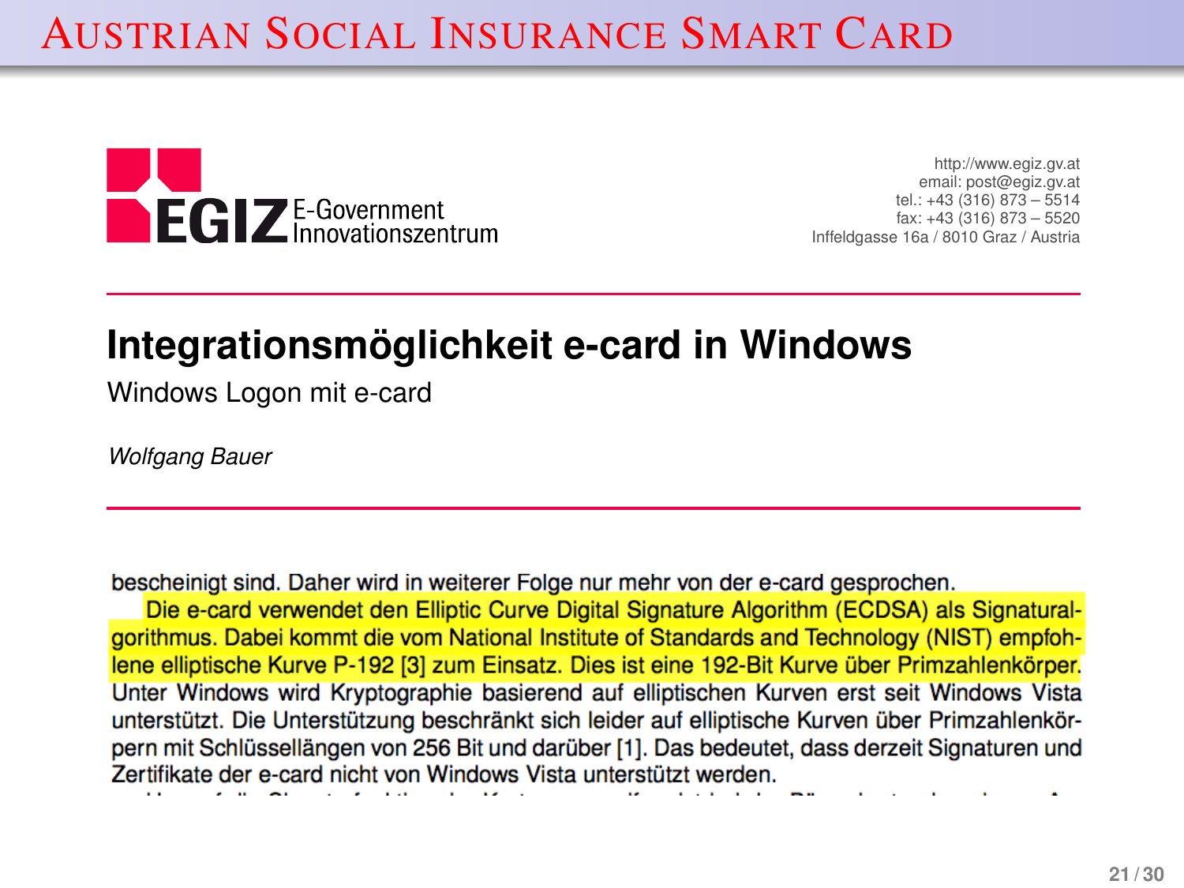# Austrian Social Insurance Smart Card

EGIZ E-Government Innovationszentrum

http://www.egiz.gv.at
email: post@egiz.gv.at
tel.: +43 (316) 873 – 5514
fax: +43 (316) 873 – 5520
Inffeldgasse 16a / 8010 Graz / Austria

## Integrationsmöglichkeit e-card in Windows

Windows Logon mit e-card

*Wolfgang Bauer*

bescheinigt sind. Daher wird in weiterer Folge nur mehr von der e-card gesprochen.

Die e-card verwendet den Elliptic Curve Digital Signature Algorithm (ECDSA) als Signaturalgorithmus. Dabei kommt die vom National Institute of Standards and Technology (NIST) empfohlene elliptische Kurve P-192 [3] zum Einsatz. Dies ist eine 192-Bit Kurve über Primzahlenkörper. Unter Windows wird Kryptographie basierend auf elliptischen Kurven erst seit Windows Vista unterstützt. Die Unterstützung beschränkt sich leider auf elliptische Kurven über Primzahlenkörpern mit Schlüssellängen von 256 Bit und darüber [1]. Das bedeutet, dass derzeit Signaturen und Zertifikate der e-card nicht von Windows Vista unterstützt werden.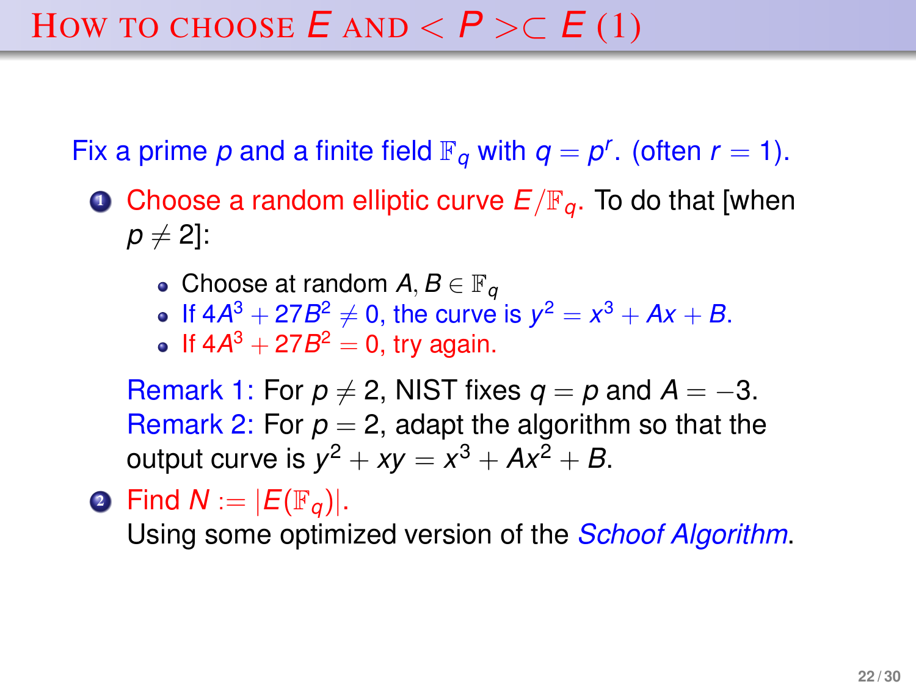# How to choose $E$ and $< P > \subset E$ (1)

Fix a prime $p$ and a finite field $\mathbb{F}_q$ with $q = p^r$. (often $r = 1$).

1. Choose a random elliptic curve $E/\mathbb{F}_q$. To do that [when $p \neq 2$]:
   - Choose at random $A, B \in \mathbb{F}_q$
   - If $4A^3 + 27B^2 \neq 0$, the curve is $y^2 = x^3 + Ax + B$.
   - If $4A^3 + 27B^2 = 0$, try again.

   Remark 1: For $p \neq 2$, NIST fixes $q = p$ and $A = -3$.
   Remark 2: For $p = 2$, adapt the algorithm so that the output curve is $y^2 + xy = x^3 + Ax^2 + B$.

2. Find $N := |E(\mathbb{F}_q)|$.
   Using some optimized version of the *Schoof Algorithm*.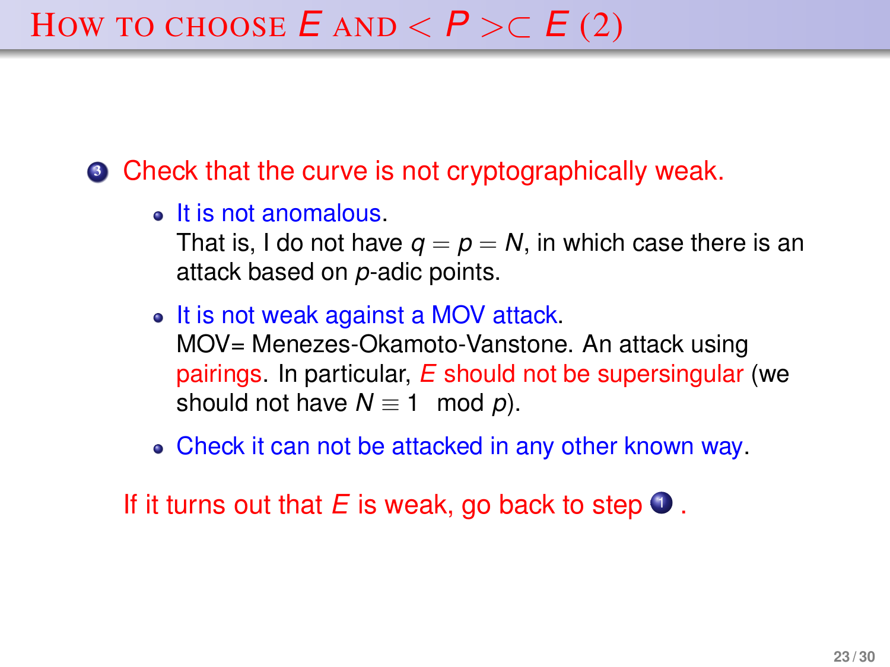# How to choose $E$ and $< P > \subset E$ (2)

3. Check that the curve is not cryptographically weak.

   - It is not anomalous.
     That is, I do not have $q = p = N$, in which case there is an attack based on $p$-adic points.
   - It is not weak against a MOV attack.
     MOV= Menezes-Okamoto-Vanstone. An attack using pairings. In particular, $E$ should not be supersingular (we should not have $N \equiv 1 \mod p$).
   - Check it can not be attacked in any other known way.

If it turns out that $E$ is weak, go back to step 1 .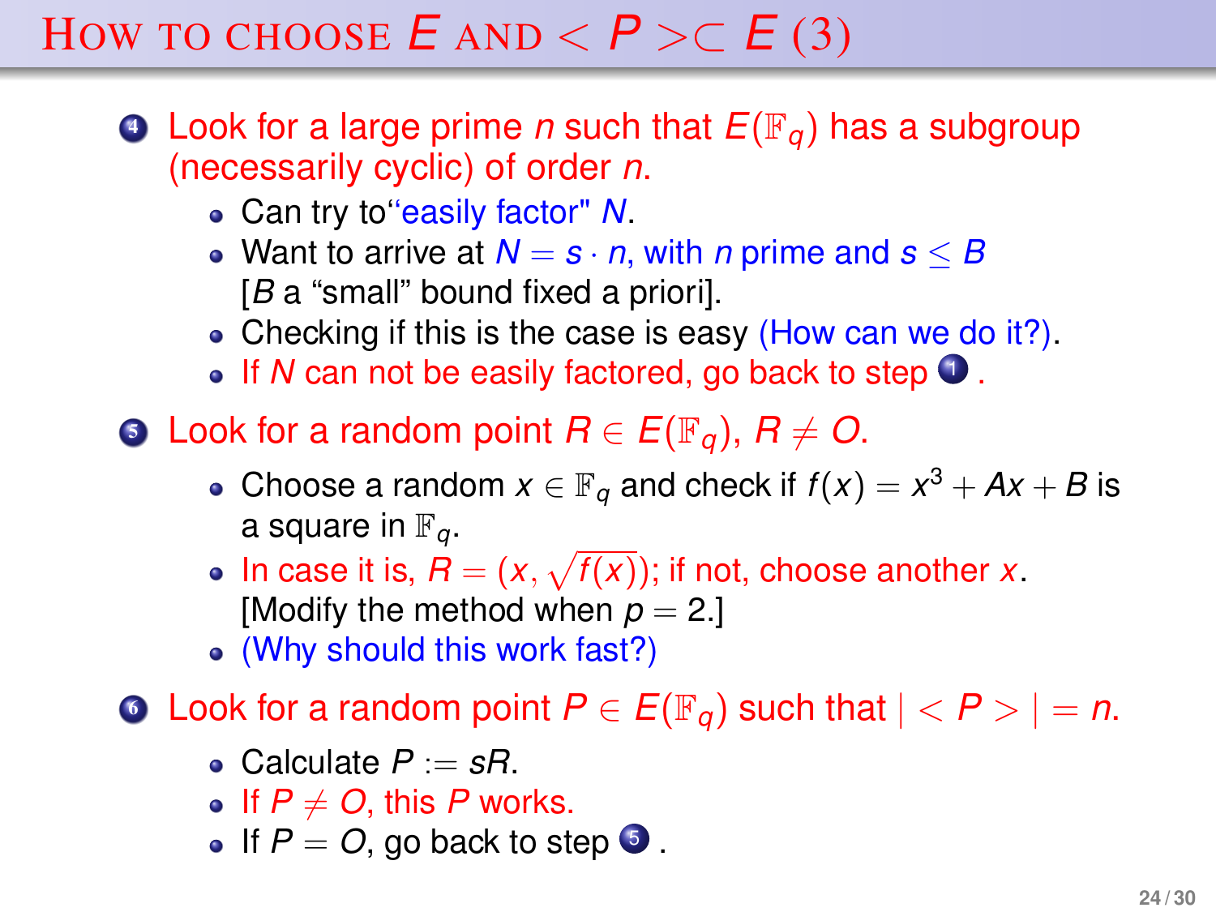# How to choose $E$ and $< P > \subset E$ (3)

4. Look for a large prime $n$ such that $E(\mathbb{F}_q)$ has a subgroup (necessarily cyclic) of order $n$.
   - Can try to“easily factor" $N$.
   - Want to arrive at $N = s \cdot n$, with $n$ prime and $s \leq B$ [$B$ a “small” bound fixed a priori].
   - Checking if this is the case is easy (How can we do it?).
   - If $N$ can not be easily factored, go back to step 1.

5. Look for a random point $R \in E(\mathbb{F}_q)$, $R \neq O$.
   - Choose a random $x \in \mathbb{F}_q$ and check if $f(x) = x^3 + Ax + B$ is a square in $\mathbb{F}_q$.
   - In case it is, $R = (x, \sqrt{f(x)})$; if not, choose another $x$. [Modify the method when $p = 2$.]
   - (Why should this work fast?)

6. Look for a random point $P \in E(\mathbb{F}_q)$ such that $| < P > | = n$.
   - Calculate $P := sR$.
   - If $P \neq O$, this $P$ works.
   - If $P = O$, go back to step 5.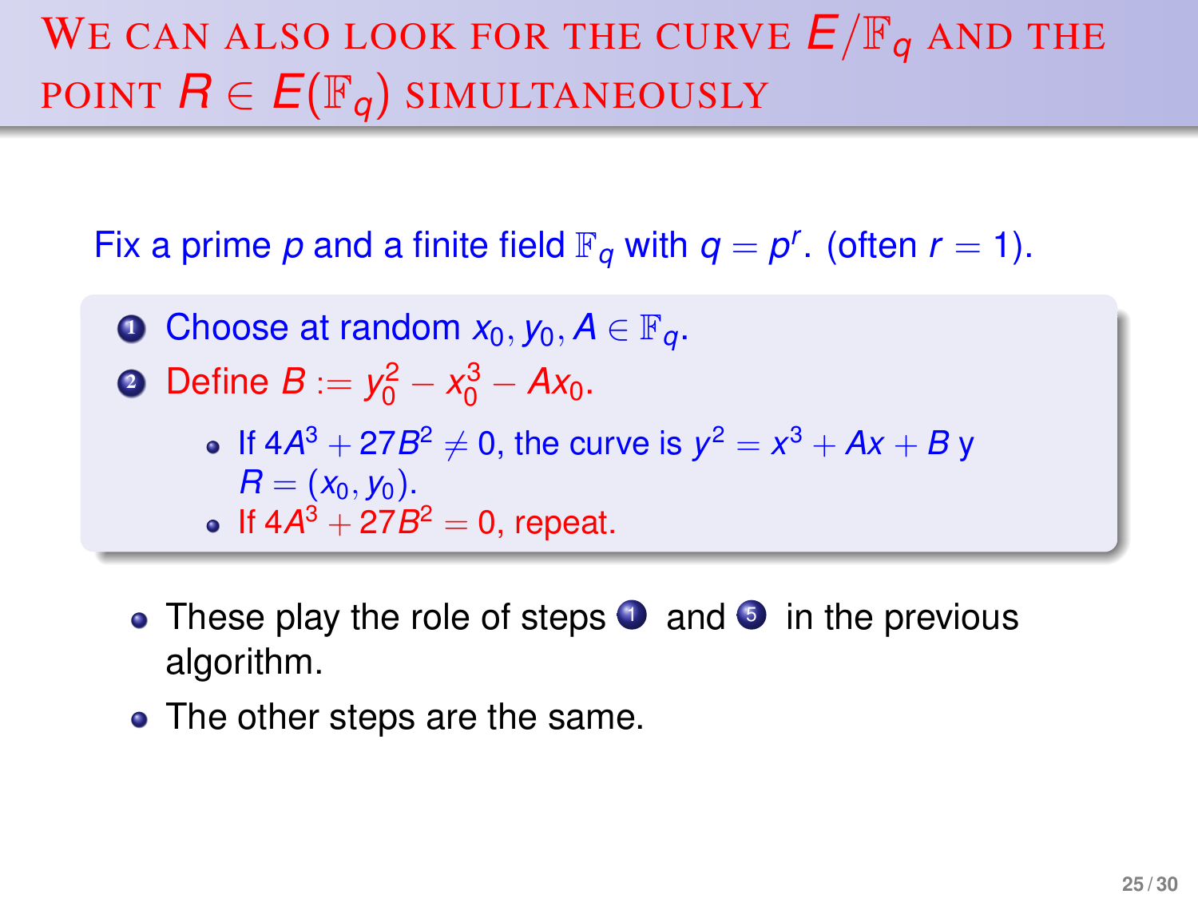# We can also look for the curve $E/\mathbb{F}_q$ and the point $R \in E(\mathbb{F}_q)$ simultaneously

Fix a prime $p$ and a finite field $\mathbb{F}_q$ with $q = p^r$. (often $r = 1$).

1. Choose at random $x_0, y_0, A \in \mathbb{F}_q$.
2. Define $B := y_0^2 - x_0^3 - Ax_0$.
   - If $4A^3 + 27B^2 \neq 0$, the curve is $y^2 = x^3 + Ax + B$ y $R = (x_0, y_0)$.
   - If $4A^3 + 27B^2 = 0$, repeat.

- These play the role of steps 1 and 5 in the previous algorithm.
- The other steps are the same.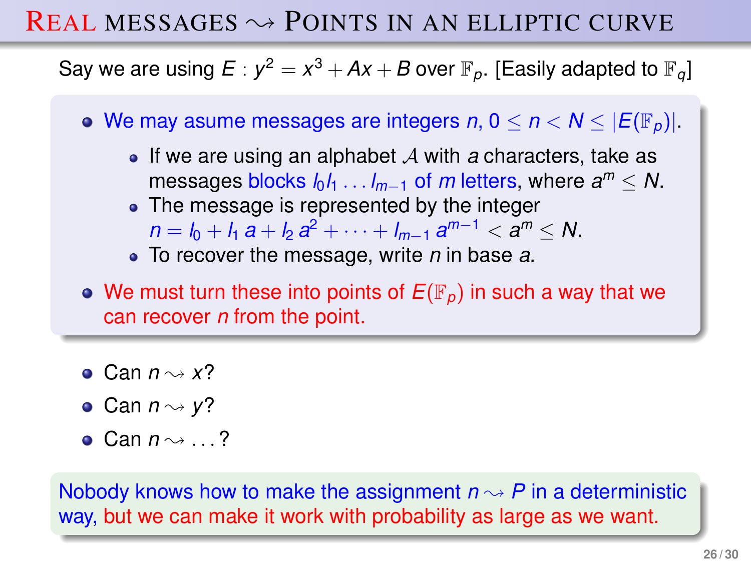# Real messages $\rightsquigarrow$ Points in an elliptic curve

Say we are using $E : y^2 = x^3 + Ax + B$ over $\mathbb{F}_p$. [Easily adapted to $\mathbb{F}_q$]

- We may asume messages are integers $n$, $0 \le n < N \le |E(\mathbb{F}_p)|$.
  - If we are using an alphabet $\mathcal{A}$ with $a$ characters, take as messages blocks $l_0 l_1 \ldots l_{m-1}$ of $m$ letters, where $a^m \le N$.
  - The message is represented by the integer $n = l_0 + l_1\, a + l_2\, a^2 + \cdots + l_{m-1}\, a^{m-1} < a^m \le N$.
  - To recover the message, write $n$ in base $a$.
- We must turn these into points of $E(\mathbb{F}_p)$ in such a way that we can recover $n$ from the point.

- Can $n \rightsquigarrow x$?
- Can $n \rightsquigarrow y$?
- Can $n \rightsquigarrow \ldots$?

Nobody knows how to make the assignment $n \rightsquigarrow P$ in a deterministic way, but we can make it work with probability as large as we want.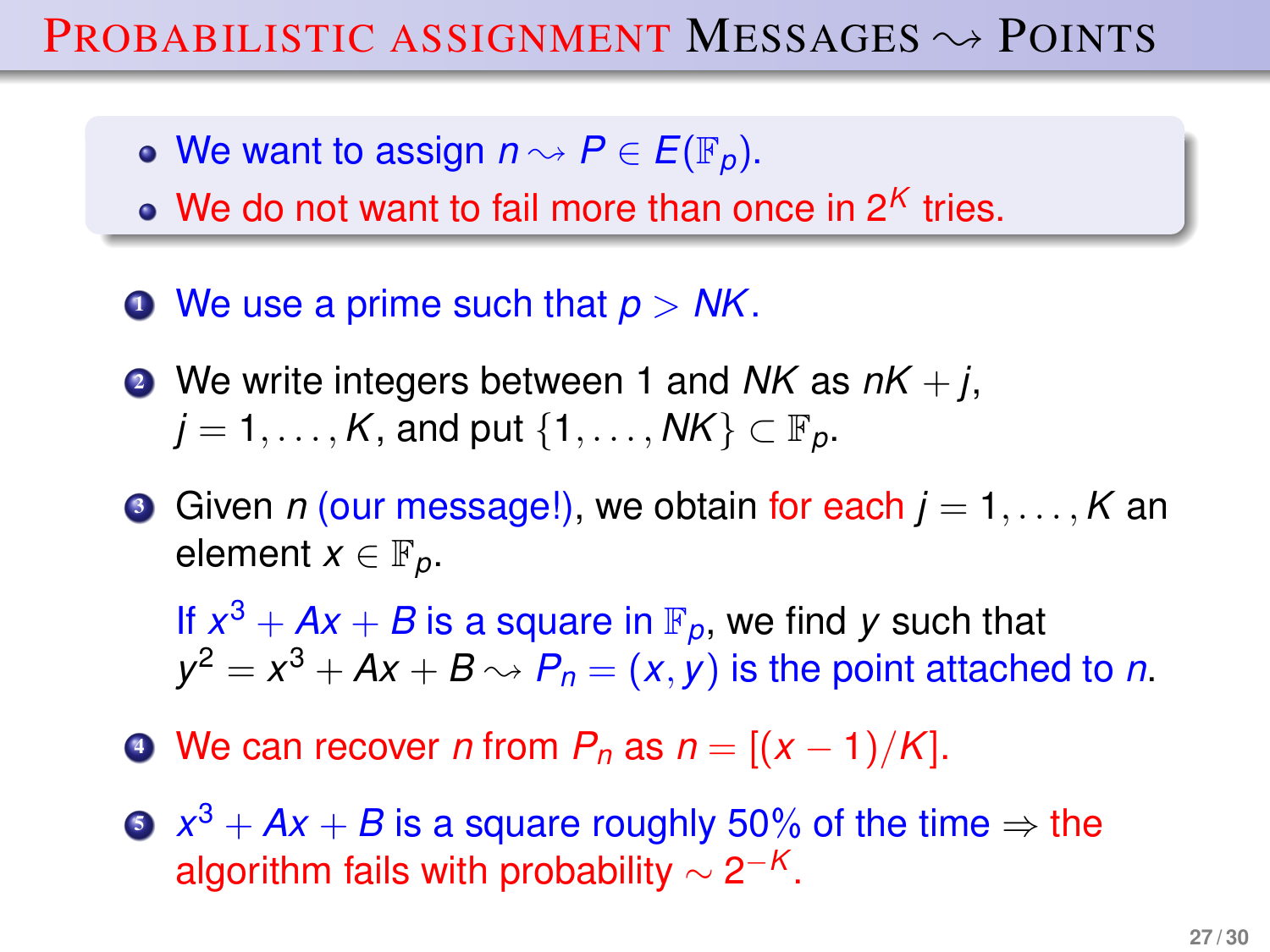# Probabilistic assignment Messages $\rightsquigarrow$ Points

- We want to assign $n \rightsquigarrow P \in E(\mathbb{F}_p)$.
- We do not want to fail more than once in $2^K$ tries.

1. We use a prime such that $p > NK$.
2. We write integers between 1 and $NK$ as $nK + j$, $j = 1, \ldots, K$, and put $\{1, \ldots, NK\} \subset \mathbb{F}_p$.
3. Given $n$ (our message!), we obtain for each $j = 1, \ldots, K$ an element $x \in \mathbb{F}_p$.

   If $x^3 + Ax + B$ is a square in $\mathbb{F}_p$, we find $y$ such that $y^2 = x^3 + Ax + B \rightsquigarrow P_n = (x, y)$ is the point attached to $n$.
4. We can recover $n$ from $P_n$ as $n = [(x - 1)/K]$.
5. $x^3 + Ax + B$ is a square roughly 50% of the time $\Rightarrow$ the algorithm fails with probability $\sim 2^{-K}$.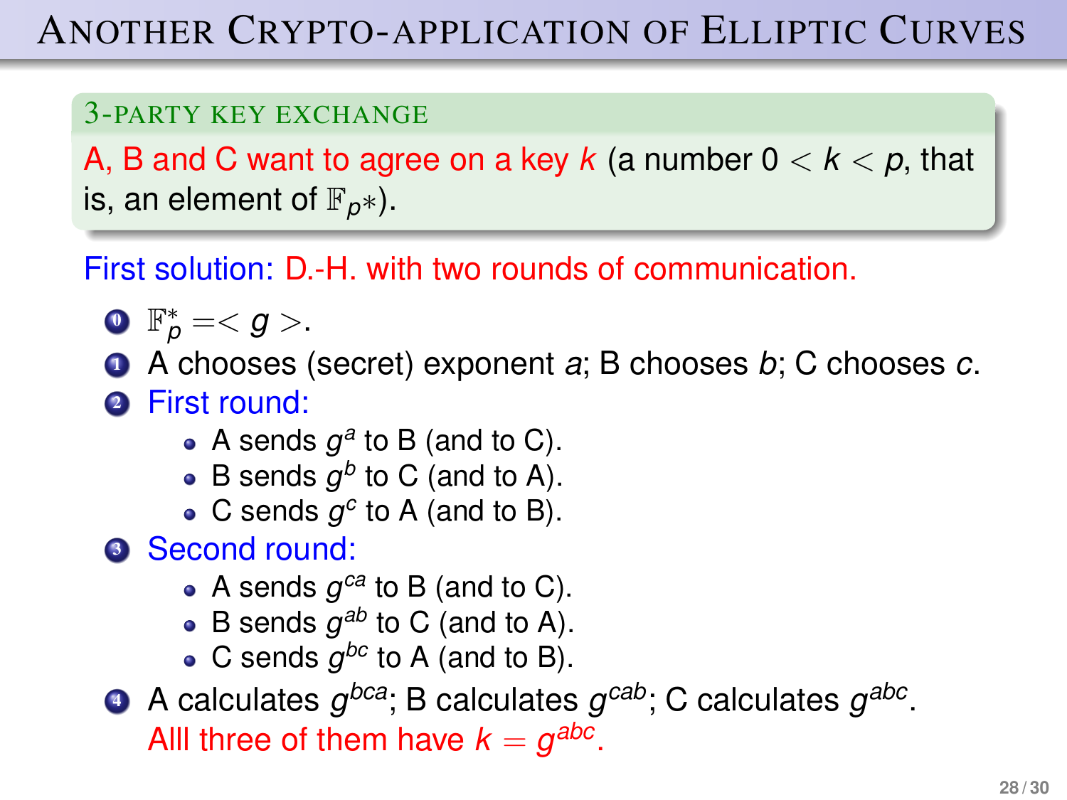# Another Crypto-application of Elliptic Curves

### 3-party key exchange

A, B and C want to agree on a key $k$ (a number $0 < k < p$, that is, an element of $\mathbb{F}_{p*}$).

First solution: D.-H. with two rounds of communication.

0. $\mathbb{F}_p^* =< g >$.
1. A chooses (secret) exponent $a$; B chooses $b$; C chooses $c$.
2. First round:
   - A sends $g^a$ to B (and to C).
   - B sends $g^b$ to C (and to A).
   - C sends $g^c$ to A (and to B).
3. Second round:
   - A sends $g^{ca}$ to B (and to C).
   - B sends $g^{ab}$ to C (and to A).
   - C sends $g^{bc}$ to A (and to B).
4. A calculates $g^{bca}$; B calculates $g^{cab}$; C calculates $g^{abc}$. Alll three of them have $k = g^{abc}$.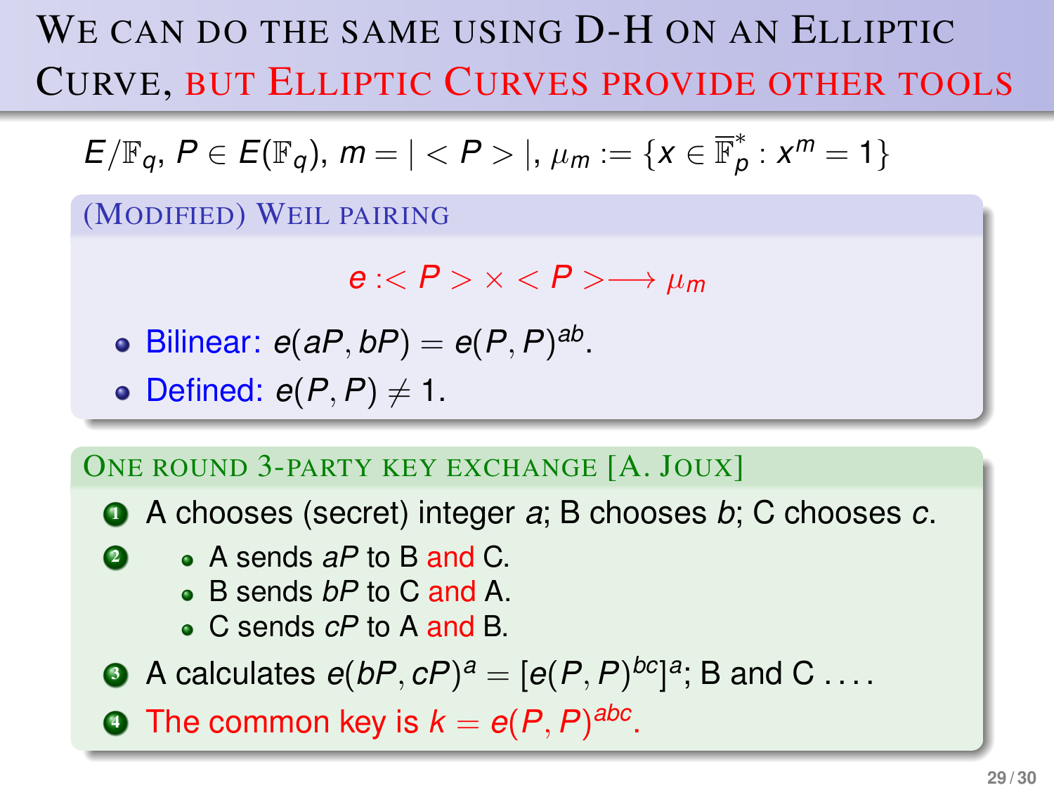# We can do the same using D-H on an Elliptic Curve, but Elliptic Curves provide other tools

$E/\mathbb{F}_q$, $P \in E(\mathbb{F}_q)$, $m = |<P>|$, $\mu_m := \{x \in \overline{\mathbb{F}}_p^* : x^m = 1\}$

## (Modified) Weil pairing

$$e : <P> \times <P> \longrightarrow \mu_m$$

- Bilinear: $e(aP, bP) = e(P, P)^{ab}$.
- Defined: $e(P, P) \neq 1$.

## One round 3-party key exchange [A. Joux]

1. A chooses (secret) integer $a$; B chooses $b$; C chooses $c$.
2. - A sends $aP$ to B and C.
   - B sends $bP$ to C and A.
   - C sends $cP$ to A and B.
3. A calculates $e(bP, cP)^a = [e(P, P)^{bc}]^a$; B and C ....
4. The common key is $k = e(P, P)^{abc}$.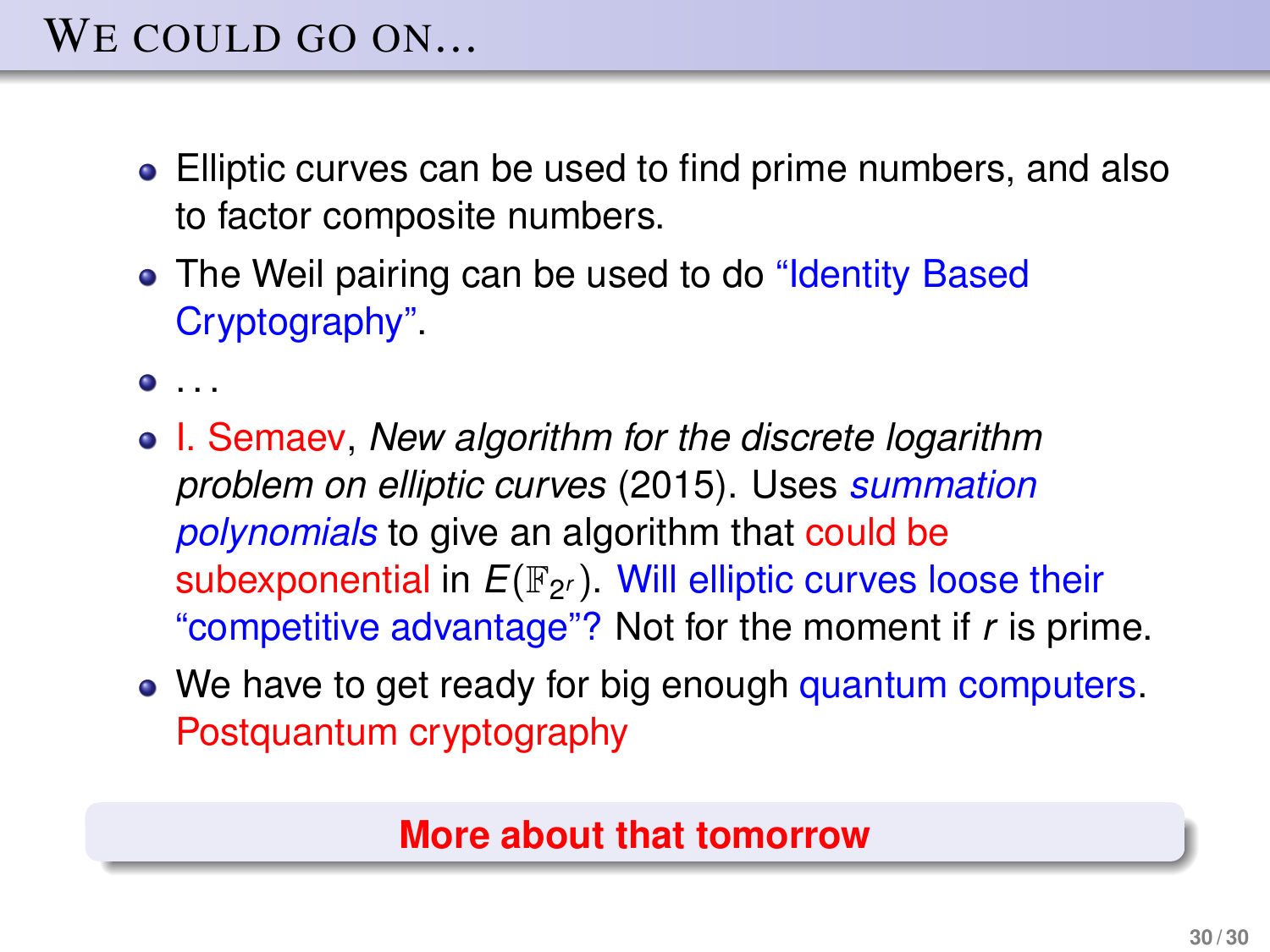# We could go on...

- Elliptic curves can be used to find prime numbers, and also to factor composite numbers.
- The Weil pairing can be used to do "Identity Based Cryptography".
- ...
- I. Semaev, *New algorithm for the discrete logarithm problem on elliptic curves* (2015). Uses *summation polynomials* to give an algorithm that could be subexponential in $E(\mathbb{F}_{2^r})$. Will elliptic curves loose their "competitive advantage"? Not for the moment if $r$ is prime.
- We have to get ready for big enough quantum computers. Postquantum cryptography

**More about that tomorrow**